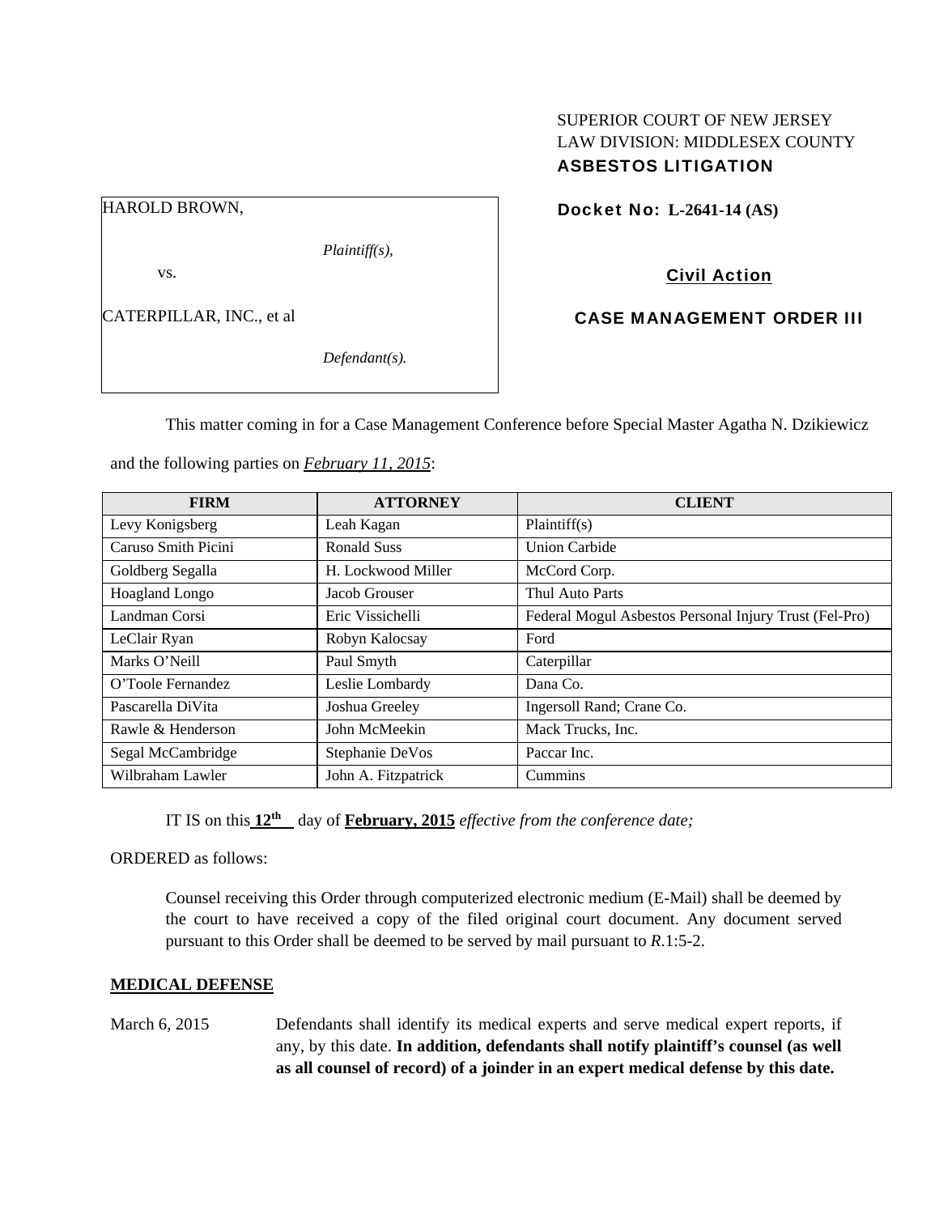SUPERIOR COURT OF NEW JERSEY
LAW DIVISION: MIDDLESEX COUNTY
**ASBESTOS LITIGATION**

HAROLD BROWN,

*Plaintiff(s),*

vs.

CATERPILLAR, INC., et al

*Defendant(s).*

**Docket No: L-2641-14 (AS)**

**Civil Action**

**CASE MANAGEMENT ORDER III**

This matter coming in for a Case Management Conference before Special Master Agatha N. Dzikiewicz and the following parties on ***February 11, 2015***:

| FIRM | ATTORNEY | CLIENT |
|---|---|---|
| Levy Konigsberg | Leah Kagan | Plaintiff(s) |
| Caruso Smith Picini | Ronald Suss | Union Carbide |
| Goldberg Segalla | H. Lockwood Miller | McCord Corp. |
| Hoagland Longo | Jacob Grouser | Thul Auto Parts |
| Landman Corsi | Eric Vissichelli | Federal Mogul Asbestos Personal Injury Trust (Fel-Pro) |
| LeClair Ryan | Robyn Kalocsay | Ford |
| Marks O'Neill | Paul Smyth | Caterpillar |
| O'Toole Fernandez | Leslie Lombardy | Dana Co. |
| Pascarella DiVita | Joshua Greeley | Ingersoll Rand; Crane Co. |
| Rawle & Henderson | John McMeekin | Mack Trucks, Inc. |
| Segal McCambridge | Stephanie DeVos | Paccar Inc. |
| Wilbraham Lawler | John A. Fitzpatrick | Cummins |

IT IS on this **12th** day of **February, 2015** *effective from the conference date;*

ORDERED as follows:

Counsel receiving this Order through computerized electronic medium (E-Mail) shall be deemed by the court to have received a copy of the filed original court document. Any document served pursuant to this Order shall be deemed to be served by mail pursuant to *R*.1:5-2.

**MEDICAL DEFENSE**

March 6, 2015 — Defendants shall identify its medical experts and serve medical expert reports, if any, by this date. **In addition, defendants shall notify plaintiff's counsel (as well as all counsel of record) of a joinder in an expert medical defense by this date.**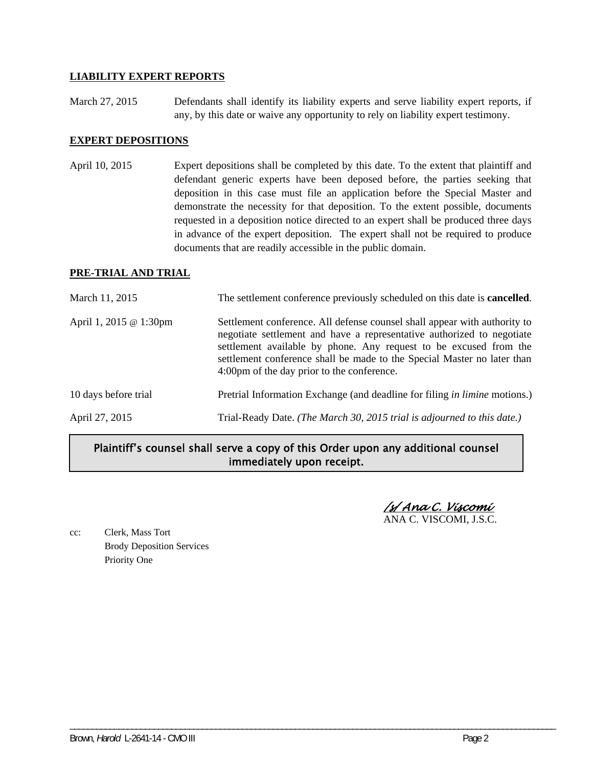**LIABILITY EXPERT REPORTS**

| | |
|---|---|
| March 27, 2015 | Defendants shall identify its liability experts and serve liability expert reports, if any, by this date or waive any opportunity to rely on liability expert testimony. |

**EXPERT DEPOSITIONS**

| | |
|---|---|
| April 10, 2015 | Expert depositions shall be completed by this date. To the extent that plaintiff and defendant generic experts have been deposed before, the parties seeking that deposition in this case must file an application before the Special Master and demonstrate the necessity for that deposition. To the extent possible, documents requested in a deposition notice directed to an expert shall be produced three days in advance of the expert deposition. The expert shall not be required to produce documents that are readily accessible in the public domain. |

**PRE-TRIAL AND TRIAL**

| | |
|---|---|
| March 11, 2015 | The settlement conference previously scheduled on this date is **cancelled**. |
| April 1, 2015 @ 1:30pm | Settlement conference. All defense counsel shall appear with authority to negotiate settlement and have a representative authorized to negotiate settlement available by phone. Any request to be excused from the settlement conference shall be made to the Special Master no later than 4:00pm of the day prior to the conference. |
| 10 days before trial | Pretrial Information Exchange (and deadline for filing *in limine* motions.) |
| April 27, 2015 | Trial-Ready Date. *(The March 30, 2015 trial is adjourned to this date.)* |

**Plaintiff's counsel shall serve a copy of this Order upon any additional counsel immediately upon receipt.**

/s/ Ana C. Viscomi
ANA C. VISCOMI, J.S.C.

cc: Clerk, Mass Tort
Brody Deposition Services
Priority One

Brown, *Harold* L-2641-14 - CMO III